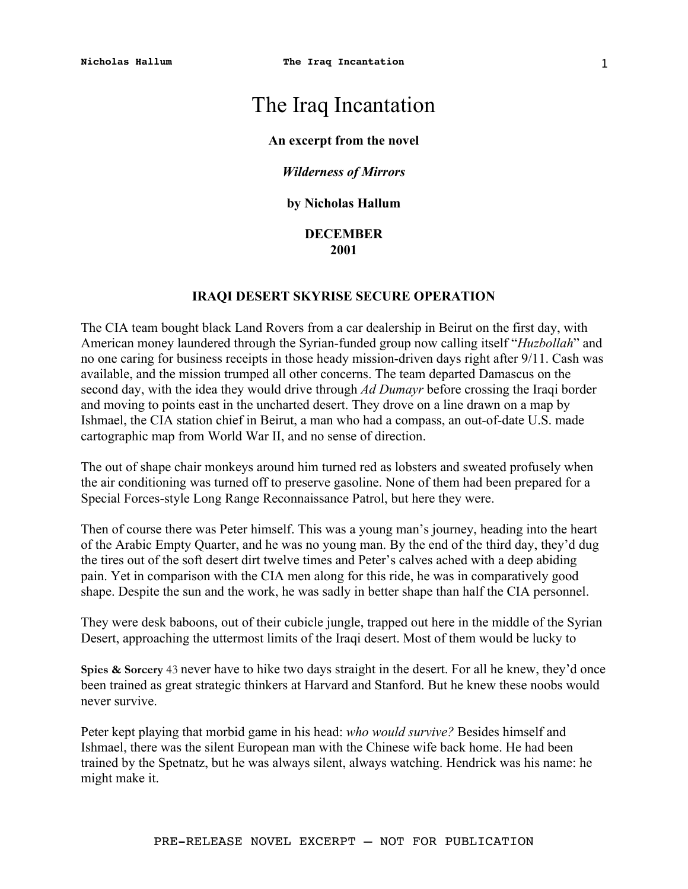# The Iraq Incantation

**An excerpt from the novel**

***Wilderness of Mirrors***

**by Nicholas Hallum**

**DECEMBER**
**2001**

### IRAQI DESERT SKYRISE SECURE OPERATION

The CIA team bought black Land Rovers from a car dealership in Beirut on the first day, with American money laundered through the Syrian-funded group now calling itself "*Huzbollah*" and no one caring for business receipts in those heady mission-driven days right after 9/11. Cash was available, and the mission trumped all other concerns. The team departed Damascus on the second day, with the idea they would drive through *Ad Dumayr* before crossing the Iraqi border and moving to points east in the uncharted desert. They drove on a line drawn on a map by Ishmael, the CIA station chief in Beirut, a man who had a compass, an out-of-date U.S. made cartographic map from World War II, and no sense of direction.

The out of shape chair monkeys around him turned red as lobsters and sweated profusely when the air conditioning was turned off to preserve gasoline. None of them had been prepared for a Special Forces-style Long Range Reconnaissance Patrol, but here they were.

Then of course there was Peter himself. This was a young man's journey, heading into the heart of the Arabic Empty Quarter, and he was no young man. By the end of the third day, they'd dug the tires out of the soft desert dirt twelve times and Peter's calves ached with a deep abiding pain. Yet in comparison with the CIA men along for this ride, he was in comparatively good shape. Despite the sun and the work, he was sadly in better shape than half the CIA personnel.

They were desk baboons, out of their cubicle jungle, trapped out here in the middle of the Syrian Desert, approaching the uttermost limits of the Iraqi desert. Most of them would be lucky to

**Spies & Sorcery** 43 never have to hike two days straight in the desert. For all he knew, they'd once been trained as great strategic thinkers at Harvard and Stanford. But he knew these noobs would never survive.

Peter kept playing that morbid game in his head: *who would survive?* Besides himself and Ishmael, there was the silent European man with the Chinese wife back home. He had been trained by the Spetnatz, but he was always silent, always watching. Hendrick was his name: he might make it.

PRE-RELEASE NOVEL EXCERPT — NOT FOR PUBLICATION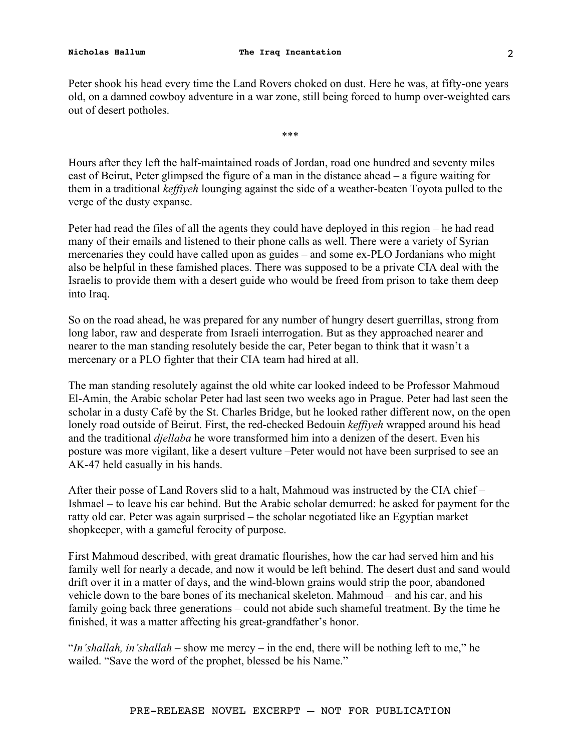Peter shook his head every time the Land Rovers choked on dust. Here he was, at fifty-one years old, on a damned cowboy adventure in a war zone, still being forced to hump over-weighted cars out of desert potholes.

***

Hours after they left the half-maintained roads of Jordan, road one hundred and seventy miles east of Beirut, Peter glimpsed the figure of a man in the distance ahead – a figure waiting for them in a traditional *keffiyeh* lounging against the side of a weather-beaten Toyota pulled to the verge of the dusty expanse.

Peter had read the files of all the agents they could have deployed in this region – he had read many of their emails and listened to their phone calls as well. There were a variety of Syrian mercenaries they could have called upon as guides – and some ex-PLO Jordanians who might also be helpful in these famished places. There was supposed to be a private CIA deal with the Israelis to provide them with a desert guide who would be freed from prison to take them deep into Iraq.

So on the road ahead, he was prepared for any number of hungry desert guerrillas, strong from long labor, raw and desperate from Israeli interrogation. But as they approached nearer and nearer to the man standing resolutely beside the car, Peter began to think that it wasn't a mercenary or a PLO fighter that their CIA team had hired at all.

The man standing resolutely against the old white car looked indeed to be Professor Mahmoud El-Amin, the Arabic scholar Peter had last seen two weeks ago in Prague. Peter had last seen the scholar in a dusty Café by the St. Charles Bridge, but he looked rather different now, on the open lonely road outside of Beirut. First, the red-checked Bedouin *keffiyeh* wrapped around his head and the traditional *djellaba* he wore transformed him into a denizen of the desert. Even his posture was more vigilant, like a desert vulture –Peter would not have been surprised to see an AK-47 held casually in his hands.

After their posse of Land Rovers slid to a halt, Mahmoud was instructed by the CIA chief – Ishmael – to leave his car behind. But the Arabic scholar demurred: he asked for payment for the ratty old car. Peter was again surprised – the scholar negotiated like an Egyptian market shopkeeper, with a gameful ferocity of purpose.

First Mahmoud described, with great dramatic flourishes, how the car had served him and his family well for nearly a decade, and now it would be left behind. The desert dust and sand would drift over it in a matter of days, and the wind-blown grains would strip the poor, abandoned vehicle down to the bare bones of its mechanical skeleton. Mahmoud – and his car, and his family going back three generations – could not abide such shameful treatment. By the time he finished, it was a matter affecting his great-grandfather's honor.

"*In'shallah, in'shallah* – show me mercy – in the end, there will be nothing left to me," he wailed. "Save the word of the prophet, blessed be his Name."

PRE-RELEASE NOVEL EXCERPT — NOT FOR PUBLICATION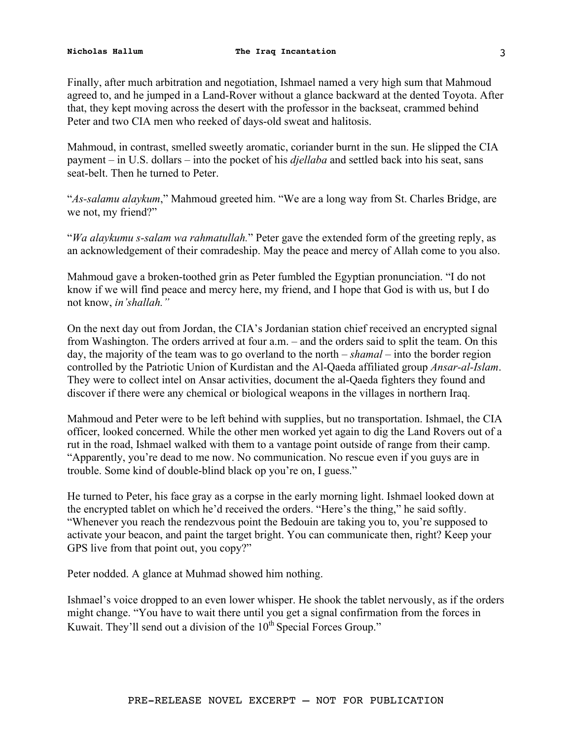Finally, after much arbitration and negotiation, Ishmael named a very high sum that Mahmoud agreed to, and he jumped in a Land-Rover without a glance backward at the dented Toyota. After that, they kept moving across the desert with the professor in the backseat, crammed behind Peter and two CIA men who reeked of days-old sweat and halitosis.

Mahmoud, in contrast, smelled sweetly aromatic, coriander burnt in the sun. He slipped the CIA payment – in U.S. dollars – into the pocket of his *djellaba* and settled back into his seat, sans seat-belt. Then he turned to Peter.

"*As-salamu alaykum*," Mahmoud greeted him. "We are a long way from St. Charles Bridge, are we not, my friend?"

"*Wa alaykumu s-salam wa rahmatullah.*" Peter gave the extended form of the greeting reply, as an acknowledgement of their comradeship. May the peace and mercy of Allah come to you also.

Mahmoud gave a broken-toothed grin as Peter fumbled the Egyptian pronunciation. "I do not know if we will find peace and mercy here, my friend, and I hope that God is with us, but I do not know, *in'shallah."*

On the next day out from Jordan, the CIA's Jordanian station chief received an encrypted signal from Washington. The orders arrived at four a.m. – and the orders said to split the team. On this day, the majority of the team was to go overland to the north – *shamal* – into the border region controlled by the Patriotic Union of Kurdistan and the Al-Qaeda affiliated group *Ansar-al-Islam*. They were to collect intel on Ansar activities, document the al-Qaeda fighters they found and discover if there were any chemical or biological weapons in the villages in northern Iraq.

Mahmoud and Peter were to be left behind with supplies, but no transportation. Ishmael, the CIA officer, looked concerned. While the other men worked yet again to dig the Land Rovers out of a rut in the road, Ishmael walked with them to a vantage point outside of range from their camp. "Apparently, you're dead to me now. No communication. No rescue even if you guys are in trouble. Some kind of double-blind black op you're on, I guess."

He turned to Peter, his face gray as a corpse in the early morning light. Ishmael looked down at the encrypted tablet on which he'd received the orders. "Here's the thing," he said softly. "Whenever you reach the rendezvous point the Bedouin are taking you to, you're supposed to activate your beacon, and paint the target bright. You can communicate then, right? Keep your GPS live from that point out, you copy?"

Peter nodded. A glance at Muhmad showed him nothing.

Ishmael's voice dropped to an even lower whisper. He shook the tablet nervously, as if the orders might change. "You have to wait there until you get a signal confirmation from the forces in Kuwait. They'll send out a division of the 10th Special Forces Group."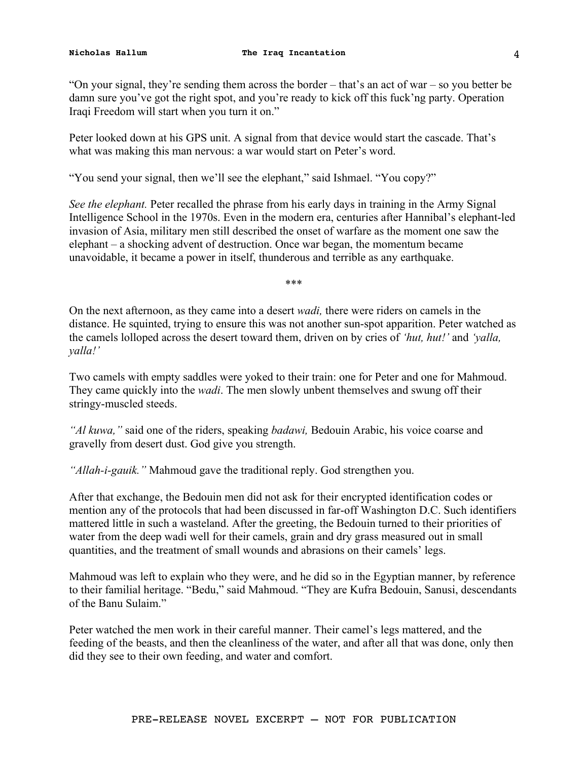"On your signal, they're sending them across the border – that's an act of war – so you better be damn sure you've got the right spot, and you're ready to kick off this fuck'ng party. Operation Iraqi Freedom will start when you turn it on."

Peter looked down at his GPS unit. A signal from that device would start the cascade. That's what was making this man nervous: a war would start on Peter's word.

"You send your signal, then we'll see the elephant," said Ishmael. "You copy?"

*See the elephant.* Peter recalled the phrase from his early days in training in the Army Signal Intelligence School in the 1970s. Even in the modern era, centuries after Hannibal's elephant-led invasion of Asia, military men still described the onset of warfare as the moment one saw the elephant – a shocking advent of destruction. Once war began, the momentum became unavoidable, it became a power in itself, thunderous and terrible as any earthquake.

***

On the next afternoon, as they came into a desert *wadi,* there were riders on camels in the distance. He squinted, trying to ensure this was not another sun-spot apparition. Peter watched as the camels lolloped across the desert toward them, driven on by cries of *'hut, hut!'* and *'yalla, yalla!'*

Two camels with empty saddles were yoked to their train: one for Peter and one for Mahmoud. They came quickly into the *wadi*. The men slowly unbent themselves and swung off their stringy-muscled steeds.

*"Al kuwa,"* said one of the riders, speaking *badawi,* Bedouin Arabic, his voice coarse and gravelly from desert dust. God give you strength.

*"Allah-i-gauik."* Mahmoud gave the traditional reply. God strengthen you.

After that exchange, the Bedouin men did not ask for their encrypted identification codes or mention any of the protocols that had been discussed in far-off Washington D.C. Such identifiers mattered little in such a wasteland. After the greeting, the Bedouin turned to their priorities of water from the deep wadi well for their camels, grain and dry grass measured out in small quantities, and the treatment of small wounds and abrasions on their camels' legs.

Mahmoud was left to explain who they were, and he did so in the Egyptian manner, by reference to their familial heritage. "Bedu," said Mahmoud. "They are Kufra Bedouin, Sanusi, descendants of the Banu Sulaim."

Peter watched the men work in their careful manner. Their camel's legs mattered, and the feeding of the beasts, and then the cleanliness of the water, and after all that was done, only then did they see to their own feeding, and water and comfort.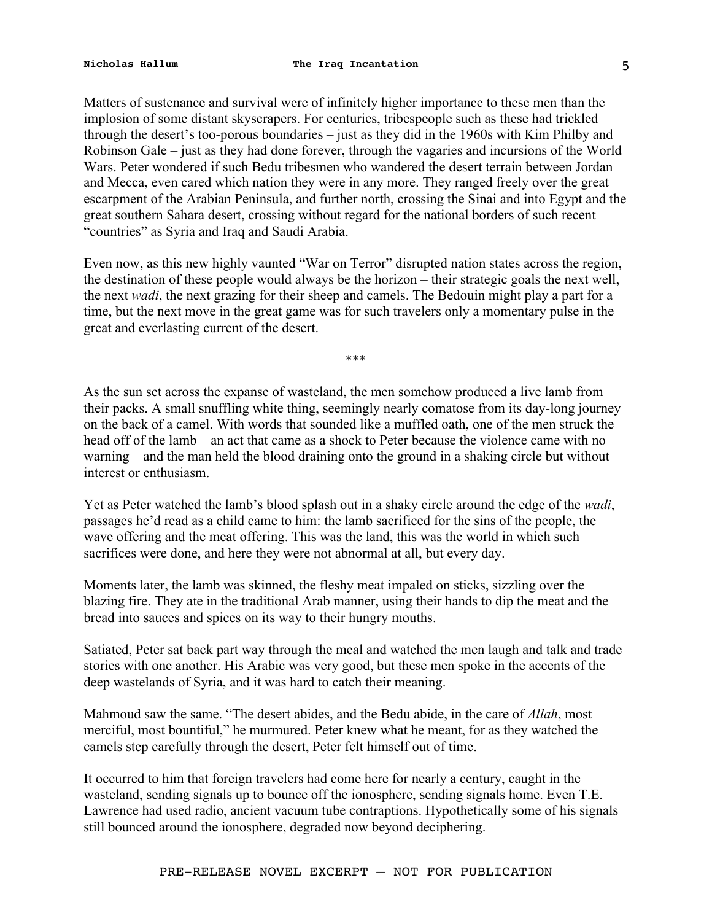Matters of sustenance and survival were of infinitely higher importance to these men than the implosion of some distant skyscrapers. For centuries, tribespeople such as these had trickled through the desert's too-porous boundaries – just as they did in the 1960s with Kim Philby and Robinson Gale – just as they had done forever, through the vagaries and incursions of the World Wars. Peter wondered if such Bedu tribesmen who wandered the desert terrain between Jordan and Mecca, even cared which nation they were in any more. They ranged freely over the great escarpment of the Arabian Peninsula, and further north, crossing the Sinai and into Egypt and the great southern Sahara desert, crossing without regard for the national borders of such recent "countries" as Syria and Iraq and Saudi Arabia.

Even now, as this new highly vaunted "War on Terror" disrupted nation states across the region, the destination of these people would always be the horizon – their strategic goals the next well, the next *wadi*, the next grazing for their sheep and camels. The Bedouin might play a part for a time, but the next move in the great game was for such travelers only a momentary pulse in the great and everlasting current of the desert.

***

As the sun set across the expanse of wasteland, the men somehow produced a live lamb from their packs. A small snuffling white thing, seemingly nearly comatose from its day-long journey on the back of a camel. With words that sounded like a muffled oath, one of the men struck the head off of the lamb – an act that came as a shock to Peter because the violence came with no warning – and the man held the blood draining onto the ground in a shaking circle but without interest or enthusiasm.

Yet as Peter watched the lamb's blood splash out in a shaky circle around the edge of the *wadi*, passages he'd read as a child came to him: the lamb sacrificed for the sins of the people, the wave offering and the meat offering. This was the land, this was the world in which such sacrifices were done, and here they were not abnormal at all, but every day.

Moments later, the lamb was skinned, the fleshy meat impaled on sticks, sizzling over the blazing fire. They ate in the traditional Arab manner, using their hands to dip the meat and the bread into sauces and spices on its way to their hungry mouths.

Satiated, Peter sat back part way through the meal and watched the men laugh and talk and trade stories with one another. His Arabic was very good, but these men spoke in the accents of the deep wastelands of Syria, and it was hard to catch their meaning.

Mahmoud saw the same. "The desert abides, and the Bedu abide, in the care of *Allah*, most merciful, most bountiful," he murmured. Peter knew what he meant, for as they watched the camels step carefully through the desert, Peter felt himself out of time.

It occurred to him that foreign travelers had come here for nearly a century, caught in the wasteland, sending signals up to bounce off the ionosphere, sending signals home. Even T.E. Lawrence had used radio, ancient vacuum tube contraptions. Hypothetically some of his signals still bounced around the ionosphere, degraded now beyond deciphering.

PRE-RELEASE NOVEL EXCERPT — NOT FOR PUBLICATION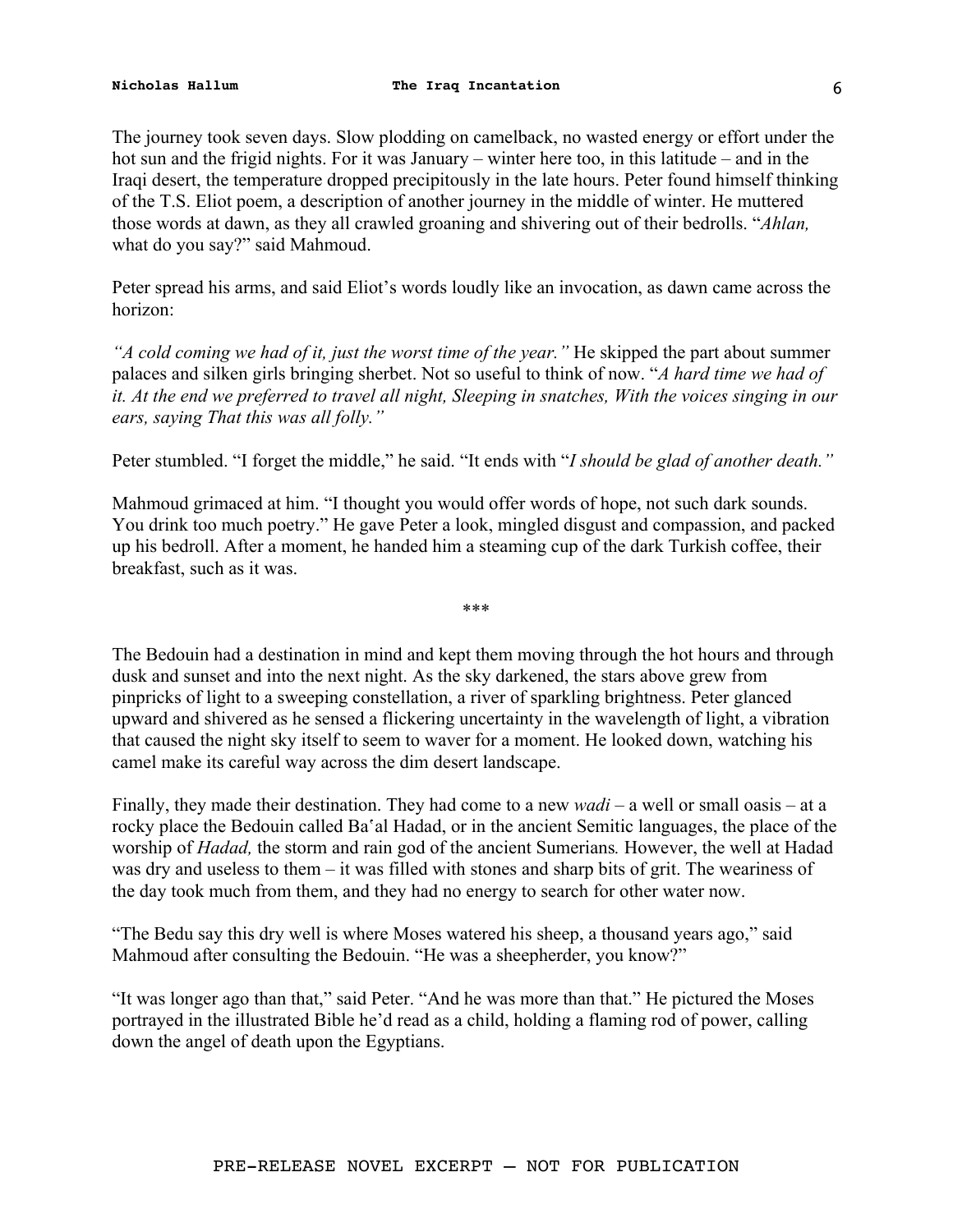The journey took seven days. Slow plodding on camelback, no wasted energy or effort under the hot sun and the frigid nights. For it was January – winter here too, in this latitude – and in the Iraqi desert, the temperature dropped precipitously in the late hours. Peter found himself thinking of the T.S. Eliot poem, a description of another journey in the middle of winter. He muttered those words at dawn, as they all crawled groaning and shivering out of their bedrolls. "*Ahlan,* what do you say?" said Mahmoud.

Peter spread his arms, and said Eliot's words loudly like an invocation, as dawn came across the horizon:

*"A cold coming we had of it, just the worst time of the year."* He skipped the part about summer palaces and silken girls bringing sherbet. Not so useful to think of now. "*A hard time we had of it. At the end we preferred to travel all night, Sleeping in snatches, With the voices singing in our ears, saying That this was all folly."*

Peter stumbled. "I forget the middle," he said. "It ends with "*I should be glad of another death."*

Mahmoud grimaced at him. "I thought you would offer words of hope, not such dark sounds. You drink too much poetry." He gave Peter a look, mingled disgust and compassion, and packed up his bedroll. After a moment, he handed him a steaming cup of the dark Turkish coffee, their breakfast, such as it was.

\*\*\*

The Bedouin had a destination in mind and kept them moving through the hot hours and through dusk and sunset and into the next night. As the sky darkened, the stars above grew from pinpricks of light to a sweeping constellation, a river of sparkling brightness. Peter glanced upward and shivered as he sensed a flickering uncertainty in the wavelength of light, a vibration that caused the night sky itself to seem to waver for a moment. He looked down, watching his camel make its careful way across the dim desert landscape.

Finally, they made their destination. They had come to a new *wadi* – a well or small oasis – at a rocky place the Bedouin called Baʿal Hadad, or in the ancient Semitic languages, the place of the worship of *Hadad,* the storm and rain god of the ancient Sumerians*.* However, the well at Hadad was dry and useless to them – it was filled with stones and sharp bits of grit. The weariness of the day took much from them, and they had no energy to search for other water now.

"The Bedu say this dry well is where Moses watered his sheep, a thousand years ago," said Mahmoud after consulting the Bedouin. "He was a sheepherder, you know?"

"It was longer ago than that," said Peter. "And he was more than that." He pictured the Moses portrayed in the illustrated Bible he'd read as a child, holding a flaming rod of power, calling down the angel of death upon the Egyptians.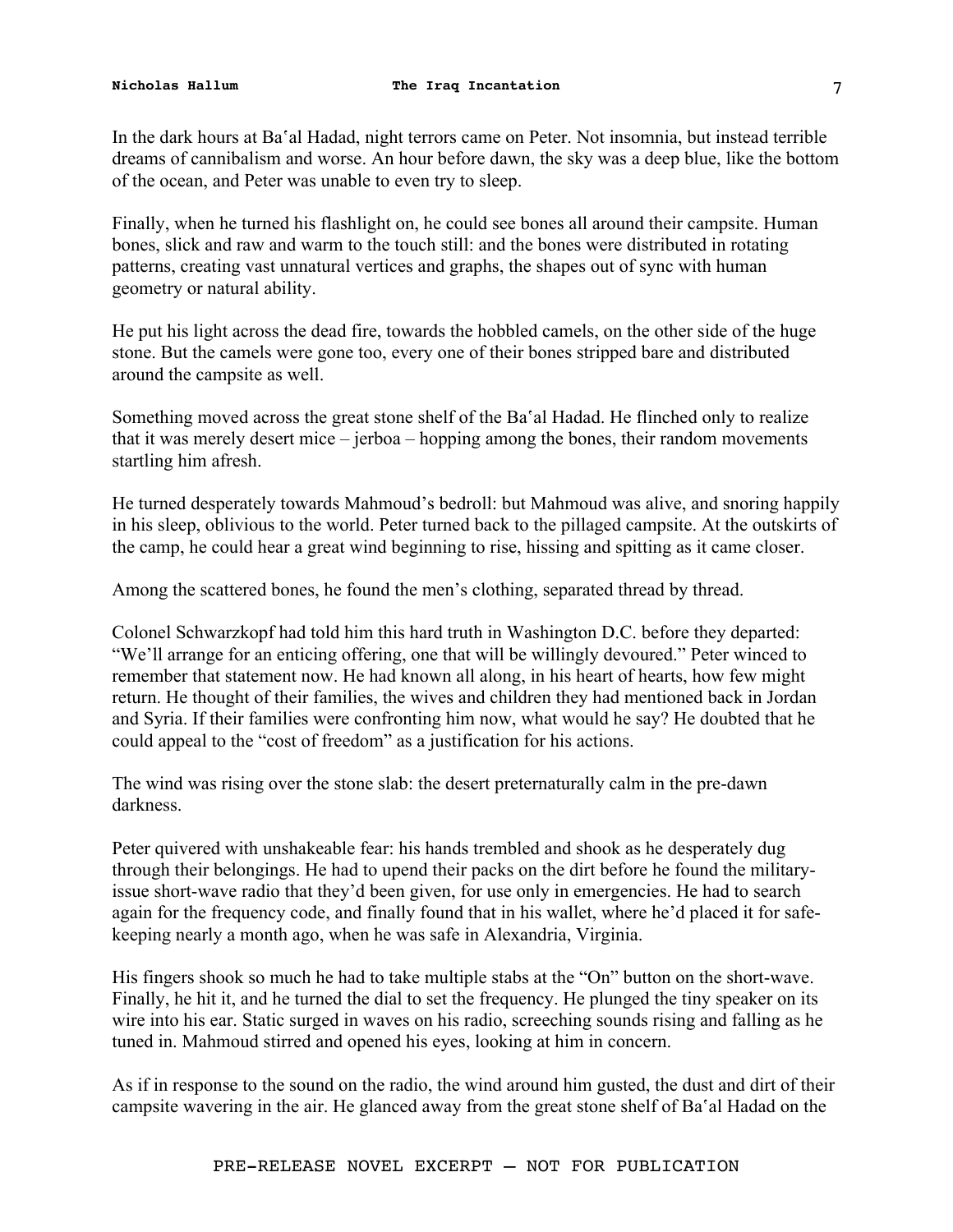In the dark hours at Baʿal Hadad, night terrors came on Peter. Not insomnia, but instead terrible dreams of cannibalism and worse. An hour before dawn, the sky was a deep blue, like the bottom of the ocean, and Peter was unable to even try to sleep.

Finally, when he turned his flashlight on, he could see bones all around their campsite. Human bones, slick and raw and warm to the touch still: and the bones were distributed in rotating patterns, creating vast unnatural vertices and graphs, the shapes out of sync with human geometry or natural ability.

He put his light across the dead fire, towards the hobbled camels, on the other side of the huge stone. But the camels were gone too, every one of their bones stripped bare and distributed around the campsite as well.

Something moved across the great stone shelf of the Baʿal Hadad. He flinched only to realize that it was merely desert mice – jerboa – hopping among the bones, their random movements startling him afresh.

He turned desperately towards Mahmoud's bedroll: but Mahmoud was alive, and snoring happily in his sleep, oblivious to the world. Peter turned back to the pillaged campsite. At the outskirts of the camp, he could hear a great wind beginning to rise, hissing and spitting as it came closer.

Among the scattered bones, he found the men's clothing, separated thread by thread.

Colonel Schwarzkopf had told him this hard truth in Washington D.C. before they departed: "We'll arrange for an enticing offering, one that will be willingly devoured." Peter winced to remember that statement now. He had known all along, in his heart of hearts, how few might return. He thought of their families, the wives and children they had mentioned back in Jordan and Syria. If their families were confronting him now, what would he say? He doubted that he could appeal to the "cost of freedom" as a justification for his actions.

The wind was rising over the stone slab: the desert preternaturally calm in the pre-dawn darkness.

Peter quivered with unshakeable fear: his hands trembled and shook as he desperately dug through their belongings. He had to upend their packs on the dirt before he found the military-issue short-wave radio that they'd been given, for use only in emergencies. He had to search again for the frequency code, and finally found that in his wallet, where he'd placed it for safe-keeping nearly a month ago, when he was safe in Alexandria, Virginia.

His fingers shook so much he had to take multiple stabs at the "On" button on the short-wave. Finally, he hit it, and he turned the dial to set the frequency. He plunged the tiny speaker on its wire into his ear. Static surged in waves on his radio, screeching sounds rising and falling as he tuned in. Mahmoud stirred and opened his eyes, looking at him in concern.

As if in response to the sound on the radio, the wind around him gusted, the dust and dirt of their campsite wavering in the air. He glanced away from the great stone shelf of Baʿal Hadad on the

PRE-RELEASE NOVEL EXCERPT — NOT FOR PUBLICATION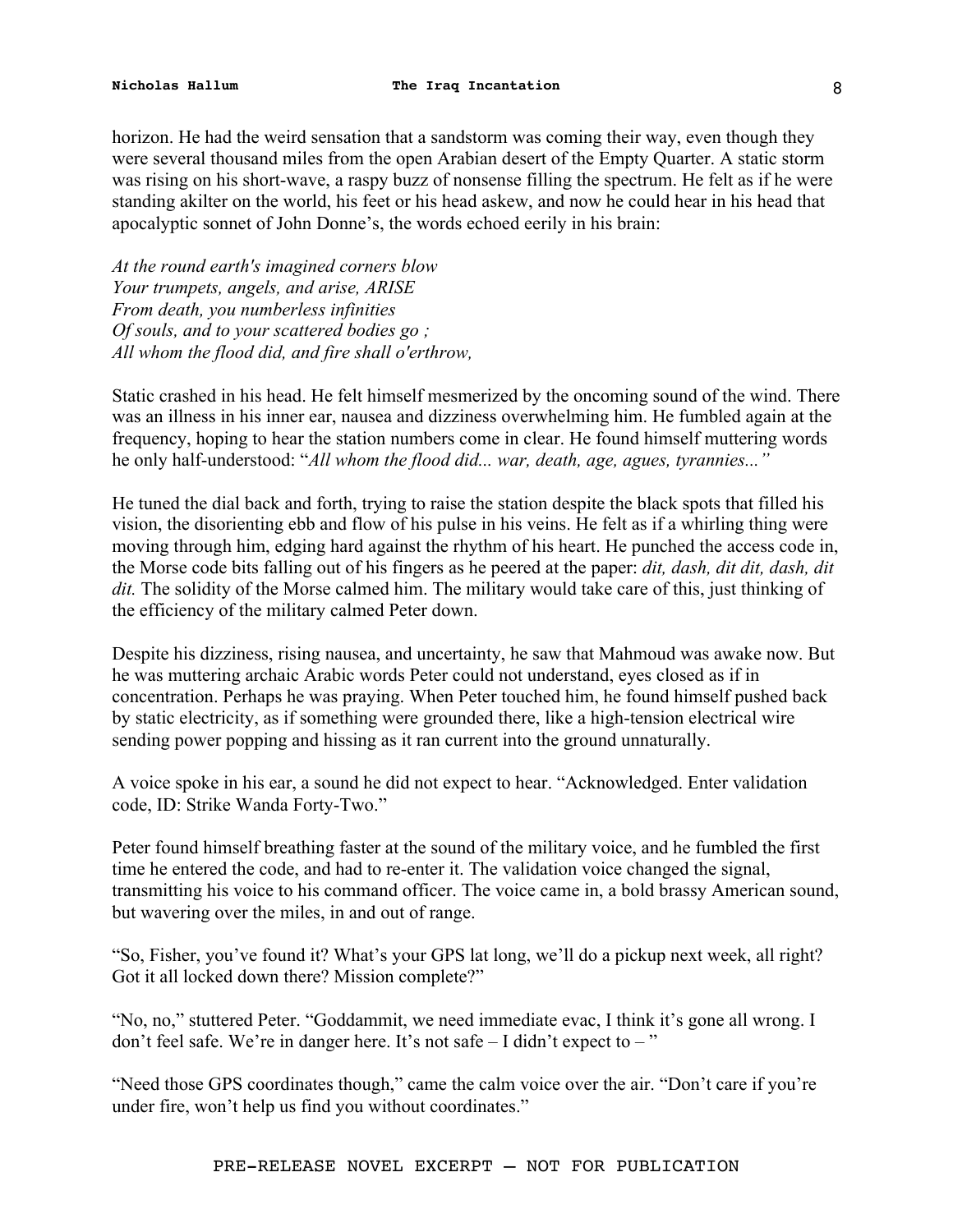horizon. He had the weird sensation that a sandstorm was coming their way, even though they were several thousand miles from the open Arabian desert of the Empty Quarter. A static storm was rising on his short-wave, a raspy buzz of nonsense filling the spectrum. He felt as if he were standing akilter on the world, his feet or his head askew, and now he could hear in his head that apocalyptic sonnet of John Donne's, the words echoed eerily in his brain:

*At the round earth's imagined corners blow*
*Your trumpets, angels, and arise, ARISE*
*From death, you numberless infinities*
*Of souls, and to your scattered bodies go ;*
*All whom the flood did, and fire shall o'erthrow,*

Static crashed in his head. He felt himself mesmerized by the oncoming sound of the wind. There was an illness in his inner ear, nausea and dizziness overwhelming him. He fumbled again at the frequency, hoping to hear the station numbers come in clear. He found himself muttering words he only half-understood: "*All whom the flood did... war, death, age, agues, tyrannies...*"

He tuned the dial back and forth, trying to raise the station despite the black spots that filled his vision, the disorienting ebb and flow of his pulse in his veins. He felt as if a whirling thing were moving through him, edging hard against the rhythm of his heart. He punched the access code in, the Morse code bits falling out of his fingers as he peered at the paper: *dit, dash, dit dit, dash, dit dit.* The solidity of the Morse calmed him. The military would take care of this, just thinking of the efficiency of the military calmed Peter down.

Despite his dizziness, rising nausea, and uncertainty, he saw that Mahmoud was awake now. But he was muttering archaic Arabic words Peter could not understand, eyes closed as if in concentration. Perhaps he was praying. When Peter touched him, he found himself pushed back by static electricity, as if something were grounded there, like a high-tension electrical wire sending power popping and hissing as it ran current into the ground unnaturally.

A voice spoke in his ear, a sound he did not expect to hear. "Acknowledged. Enter validation code, ID: Strike Wanda Forty-Two."

Peter found himself breathing faster at the sound of the military voice, and he fumbled the first time he entered the code, and had to re-enter it. The validation voice changed the signal, transmitting his voice to his command officer. The voice came in, a bold brassy American sound, but wavering over the miles, in and out of range.

"So, Fisher, you've found it? What's your GPS lat long, we'll do a pickup next week, all right? Got it all locked down there? Mission complete?"

"No, no," stuttered Peter. "Goddammit, we need immediate evac, I think it's gone all wrong. I don't feel safe. We're in danger here. It's not safe – I didn't expect to – "

"Need those GPS coordinates though," came the calm voice over the air. "Don't care if you're under fire, won't help us find you without coordinates."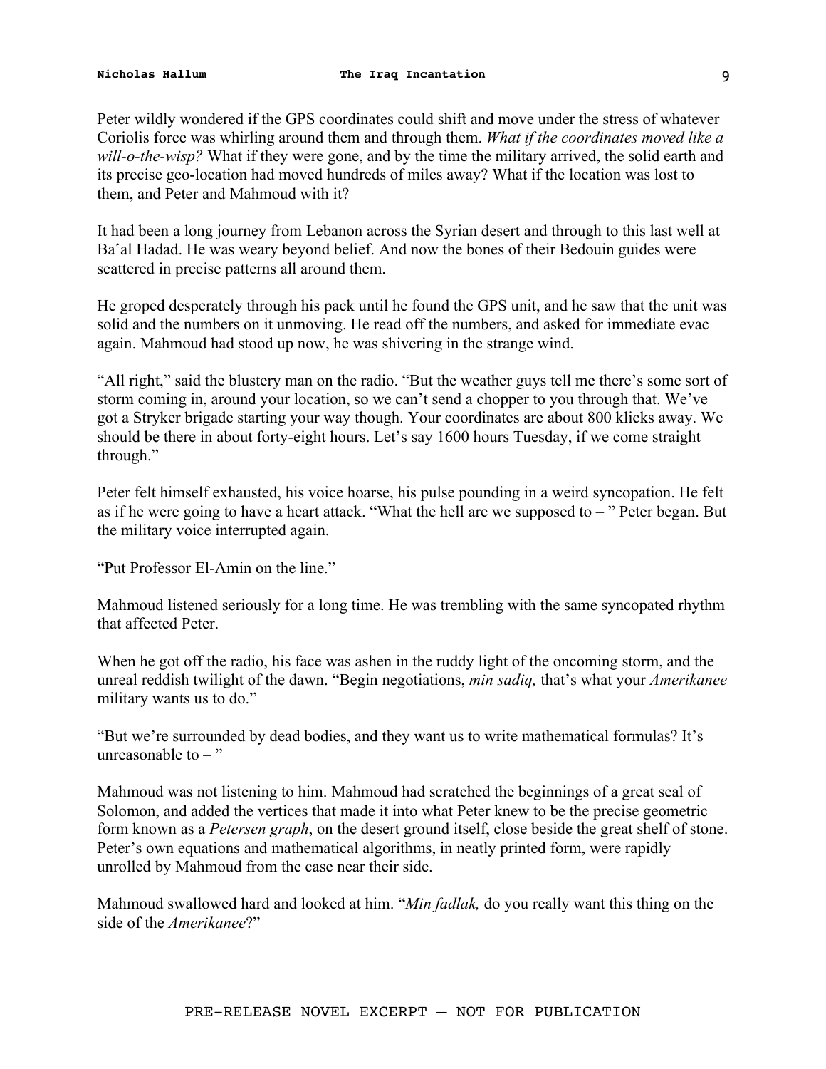Peter wildly wondered if the GPS coordinates could shift and move under the stress of whatever Coriolis force was whirling around them and through them. *What if the coordinates moved like a will-o-the-wisp?* What if they were gone, and by the time the military arrived, the solid earth and its precise geo-location had moved hundreds of miles away? What if the location was lost to them, and Peter and Mahmoud with it?

It had been a long journey from Lebanon across the Syrian desert and through to this last well at Baʿal Hadad. He was weary beyond belief. And now the bones of their Bedouin guides were scattered in precise patterns all around them.

He groped desperately through his pack until he found the GPS unit, and he saw that the unit was solid and the numbers on it unmoving. He read off the numbers, and asked for immediate evac again. Mahmoud had stood up now, he was shivering in the strange wind.

"All right," said the blustery man on the radio. "But the weather guys tell me there's some sort of storm coming in, around your location, so we can't send a chopper to you through that. We've got a Stryker brigade starting your way though. Your coordinates are about 800 klicks away. We should be there in about forty-eight hours. Let's say 1600 hours Tuesday, if we come straight through."

Peter felt himself exhausted, his voice hoarse, his pulse pounding in a weird syncopation. He felt as if he were going to have a heart attack. "What the hell are we supposed to – " Peter began. But the military voice interrupted again.

"Put Professor El-Amin on the line."

Mahmoud listened seriously for a long time. He was trembling with the same syncopated rhythm that affected Peter.

When he got off the radio, his face was ashen in the ruddy light of the oncoming storm, and the unreal reddish twilight of the dawn. "Begin negotiations, *min sadiq,* that's what your *Amerikanee* military wants us to do."

"But we're surrounded by dead bodies, and they want us to write mathematical formulas? It's unreasonable to – "

Mahmoud was not listening to him. Mahmoud had scratched the beginnings of a great seal of Solomon, and added the vertices that made it into what Peter knew to be the precise geometric form known as a *Petersen graph*, on the desert ground itself, close beside the great shelf of stone. Peter's own equations and mathematical algorithms, in neatly printed form, were rapidly unrolled by Mahmoud from the case near their side.

Mahmoud swallowed hard and looked at him. "*Min fadlak,* do you really want this thing on the side of the *Amerikanee*?"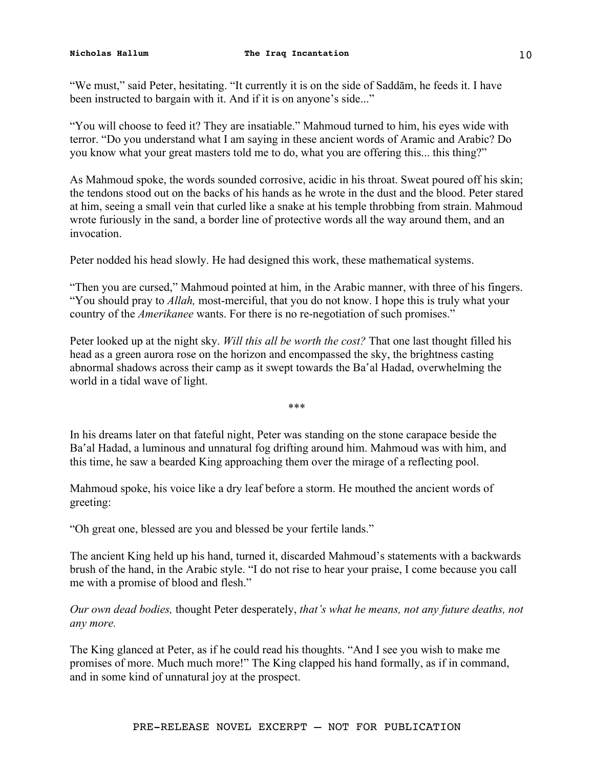"We must," said Peter, hesitating. "It currently it is on the side of Saddām, he feeds it. I have been instructed to bargain with it. And if it is on anyone's side..."

"You will choose to feed it? They are insatiable." Mahmoud turned to him, his eyes wide with terror. "Do you understand what I am saying in these ancient words of Aramic and Arabic? Do you know what your great masters told me to do, what you are offering this... this thing?"

As Mahmoud spoke, the words sounded corrosive, acidic in his throat. Sweat poured off his skin; the tendons stood out on the backs of his hands as he wrote in the dust and the blood. Peter stared at him, seeing a small vein that curled like a snake at his temple throbbing from strain. Mahmoud wrote furiously in the sand, a border line of protective words all the way around them, and an invocation.

Peter nodded his head slowly. He had designed this work, these mathematical systems.

"Then you are cursed," Mahmoud pointed at him, in the Arabic manner, with three of his fingers. "You should pray to *Allah,* most-merciful, that you do not know. I hope this is truly what your country of the *Amerikanee* wants. For there is no re-negotiation of such promises."

Peter looked up at the night sky. *Will this all be worth the cost?* That one last thought filled his head as a green aurora rose on the horizon and encompassed the sky, the brightness casting abnormal shadows across their camp as it swept towards the Baʿal Hadad, overwhelming the world in a tidal wave of light.

***

In his dreams later on that fateful night, Peter was standing on the stone carapace beside the Baʿal Hadad, a luminous and unnatural fog drifting around him. Mahmoud was with him, and this time, he saw a bearded King approaching them over the mirage of a reflecting pool.

Mahmoud spoke, his voice like a dry leaf before a storm. He mouthed the ancient words of greeting:

"Oh great one, blessed are you and blessed be your fertile lands."

The ancient King held up his hand, turned it, discarded Mahmoud's statements with a backwards brush of the hand, in the Arabic style. "I do not rise to hear your praise, I come because you call me with a promise of blood and flesh."

*Our own dead bodies,* thought Peter desperately, *that's what he means, not any future deaths, not any more.*

The King glanced at Peter, as if he could read his thoughts. "And I see you wish to make me promises of more. Much much more!" The King clapped his hand formally, as if in command, and in some kind of unnatural joy at the prospect.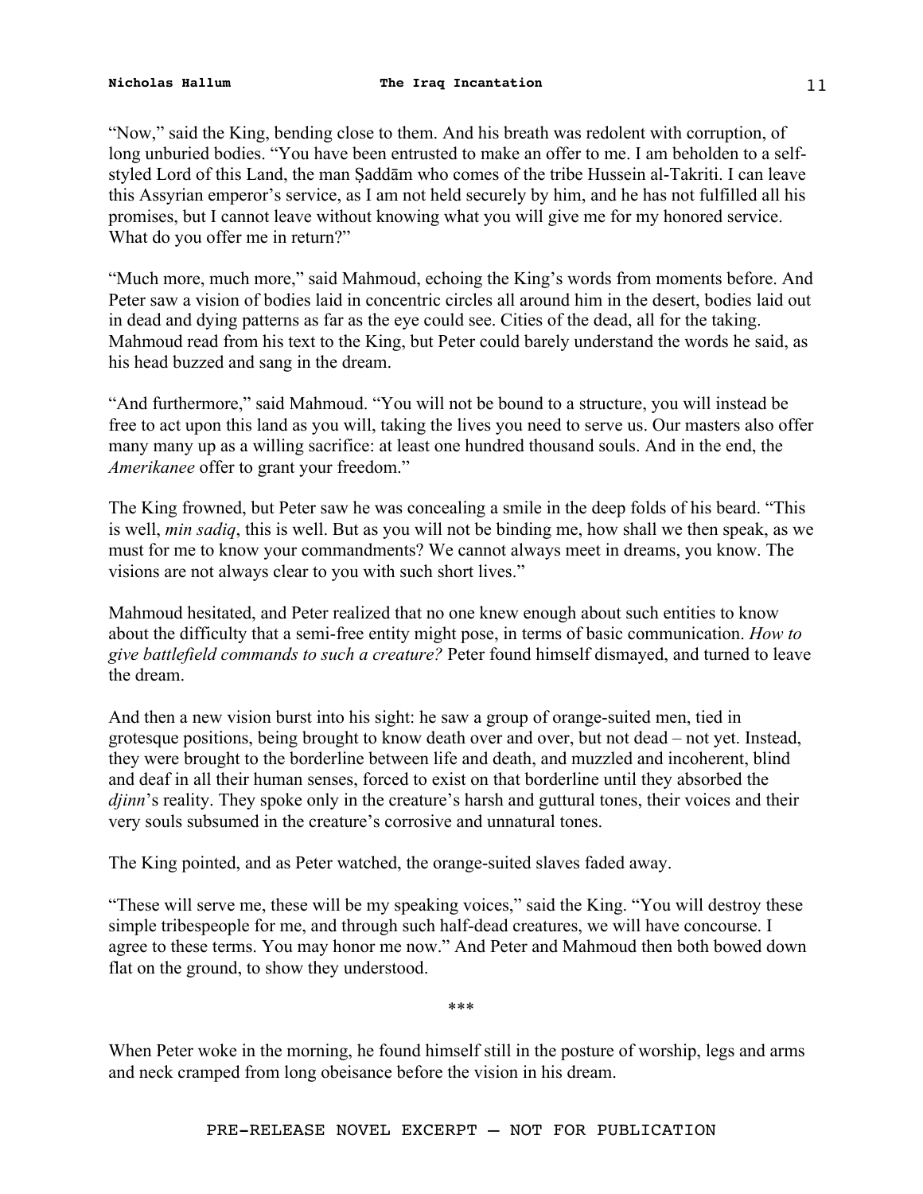"Now," said the King, bending close to them. And his breath was redolent with corruption, of long unburied bodies. "You have been entrusted to make an offer to me. I am beholden to a self-styled Lord of this Land, the man Ṣaddām who comes of the tribe Hussein al-Takriti. I can leave this Assyrian emperor's service, as I am not held securely by him, and he has not fulfilled all his promises, but I cannot leave without knowing what you will give me for my honored service. What do you offer me in return?"

"Much more, much more," said Mahmoud, echoing the King's words from moments before. And Peter saw a vision of bodies laid in concentric circles all around him in the desert, bodies laid out in dead and dying patterns as far as the eye could see. Cities of the dead, all for the taking. Mahmoud read from his text to the King, but Peter could barely understand the words he said, as his head buzzed and sang in the dream.

"And furthermore," said Mahmoud. "You will not be bound to a structure, you will instead be free to act upon this land as you will, taking the lives you need to serve us. Our masters also offer many many up as a willing sacrifice: at least one hundred thousand souls. And in the end, the *Amerikanee* offer to grant your freedom."

The King frowned, but Peter saw he was concealing a smile in the deep folds of his beard. "This is well, *min sadiq*, this is well. But as you will not be binding me, how shall we then speak, as we must for me to know your commandments? We cannot always meet in dreams, you know. The visions are not always clear to you with such short lives."

Mahmoud hesitated, and Peter realized that no one knew enough about such entities to know about the difficulty that a semi-free entity might pose, in terms of basic communication. *How to give battlefield commands to such a creature?* Peter found himself dismayed, and turned to leave the dream.

And then a new vision burst into his sight: he saw a group of orange-suited men, tied in grotesque positions, being brought to know death over and over, but not dead – not yet. Instead, they were brought to the borderline between life and death, and muzzled and incoherent, blind and deaf in all their human senses, forced to exist on that borderline until they absorbed the *djinn*'s reality. They spoke only in the creature's harsh and guttural tones, their voices and their very souls subsumed in the creature's corrosive and unnatural tones.

The King pointed, and as Peter watched, the orange-suited slaves faded away.

"These will serve me, these will be my speaking voices," said the King. "You will destroy these simple tribespeople for me, and through such half-dead creatures, we will have concourse. I agree to these terms. You may honor me now." And Peter and Mahmoud then both bowed down flat on the ground, to show they understood.

***

When Peter woke in the morning, he found himself still in the posture of worship, legs and arms and neck cramped from long obeisance before the vision in his dream.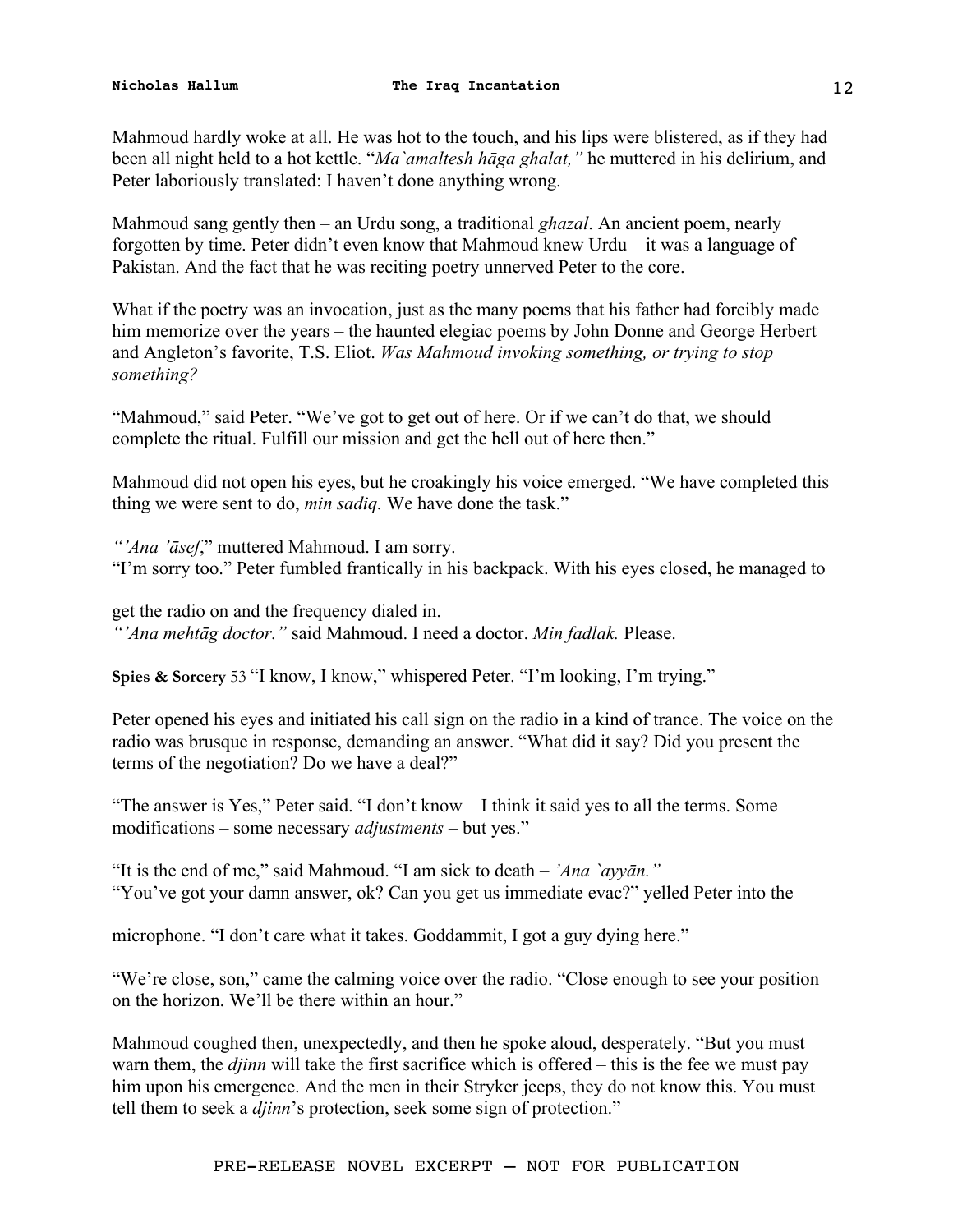Mahmoud hardly woke at all. He was hot to the touch, and his lips were blistered, as if they had been all night held to a hot kettle. "*Ma`amaltesh hāga ghalat,"* he muttered in his delirium, and Peter laboriously translated: I haven't done anything wrong.

Mahmoud sang gently then – an Urdu song, a traditional *ghazal*. An ancient poem, nearly forgotten by time. Peter didn't even know that Mahmoud knew Urdu – it was a language of Pakistan. And the fact that he was reciting poetry unnerved Peter to the core.

What if the poetry was an invocation, just as the many poems that his father had forcibly made him memorize over the years – the haunted elegiac poems by John Donne and George Herbert and Angleton's favorite, T.S. Eliot. *Was Mahmoud invoking something, or trying to stop something?*

"Mahmoud," said Peter. "We've got to get out of here. Or if we can't do that, we should complete the ritual. Fulfill our mission and get the hell out of here then."

Mahmoud did not open his eyes, but he croakingly his voice emerged. "We have completed this thing we were sent to do, *min sadiq.* We have done the task."

*"'Ana 'āsef*," muttered Mahmoud. I am sorry.
"I'm sorry too." Peter fumbled frantically in his backpack. With his eyes closed, he managed to get the radio on and the frequency dialed in.
*"'Ana mehtāg doctor."* said Mahmoud. I need a doctor. *Min fadlak.* Please.

**Spies & Sorcery** 53 "I know, I know," whispered Peter. "I'm looking, I'm trying."

Peter opened his eyes and initiated his call sign on the radio in a kind of trance. The voice on the radio was brusque in response, demanding an answer. "What did it say? Did you present the terms of the negotiation? Do we have a deal?"

"The answer is Yes," Peter said. "I don't know – I think it said yes to all the terms. Some modifications – some necessary *adjustments* – but yes."

"It is the end of me," said Mahmoud. "I am sick to death – *'Ana `ayyān."*
"You've got your damn answer, ok? Can you get us immediate evac?" yelled Peter into the microphone. "I don't care what it takes. Goddammit, I got a guy dying here."

"We're close, son," came the calming voice over the radio. "Close enough to see your position on the horizon. We'll be there within an hour."

Mahmoud coughed then, unexpectedly, and then he spoke aloud, desperately. "But you must warn them, the *djinn* will take the first sacrifice which is offered – this is the fee we must pay him upon his emergence. And the men in their Stryker jeeps, they do not know this. You must tell them to seek a *djinn*'s protection, seek some sign of protection."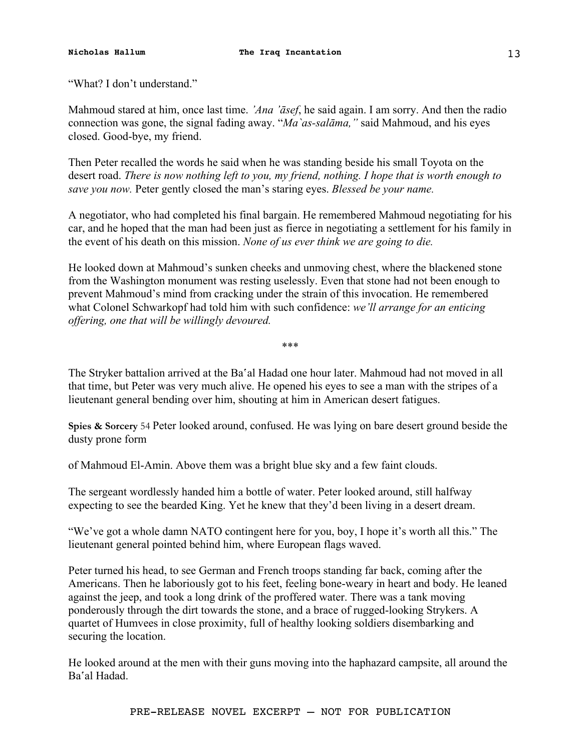"What? I don't understand."

Mahmoud stared at him, once last time. *'Ana 'āsef*, he said again. I am sorry. And then the radio connection was gone, the signal fading away. "*Ma`as-salāma,"* said Mahmoud, and his eyes closed. Good-bye, my friend.

Then Peter recalled the words he said when he was standing beside his small Toyota on the desert road. *There is now nothing left to you, my friend, nothing. I hope that is worth enough to save you now.* Peter gently closed the man's staring eyes. *Blessed be your name.*

A negotiator, who had completed his final bargain. He remembered Mahmoud negotiating for his car, and he hoped that the man had been just as fierce in negotiating a settlement for his family in the event of his death on this mission. *None of us ever think we are going to die.*

He looked down at Mahmoud's sunken cheeks and unmoving chest, where the blackened stone from the Washington monument was resting uselessly. Even that stone had not been enough to prevent Mahmoud's mind from cracking under the strain of this invocation. He remembered what Colonel Schwarkopf had told him with such confidence: *we'll arrange for an enticing offering, one that will be willingly devoured.*

\*\*\*

The Stryker battalion arrived at the Baʿal Hadad one hour later. Mahmoud had not moved in all that time, but Peter was very much alive. He opened his eyes to see a man with the stripes of a lieutenant general bending over him, shouting at him in American desert fatigues.

Peter looked around, confused. He was lying on bare desert ground beside the dusty prone form of Mahmoud El-Amin. Above them was a bright blue sky and a few faint clouds.

The sergeant wordlessly handed him a bottle of water. Peter looked around, still halfway expecting to see the bearded King. Yet he knew that they'd been living in a desert dream.

"We've got a whole damn NATO contingent here for you, boy, I hope it's worth all this." The lieutenant general pointed behind him, where European flags waved.

Peter turned his head, to see German and French troops standing far back, coming after the Americans. Then he laboriously got to his feet, feeling bone-weary in heart and body. He leaned against the jeep, and took a long drink of the proffered water. There was a tank moving ponderously through the dirt towards the stone, and a brace of rugged-looking Strykers. A quartet of Humvees in close proximity, full of healthy looking soldiers disembarking and securing the location.

He looked around at the men with their guns moving into the haphazard campsite, all around the Baʿal Hadad.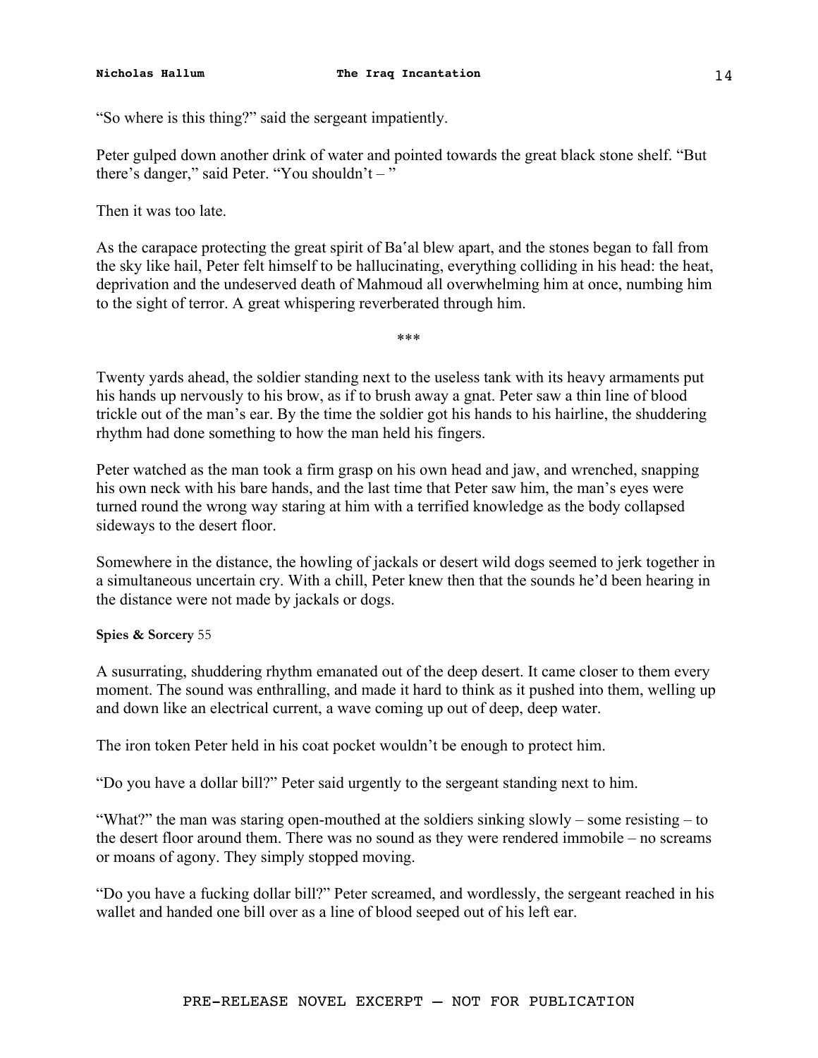"So where is this thing?" said the sergeant impatiently.

Peter gulped down another drink of water and pointed towards the great black stone shelf. "But there's danger," said Peter. "You shouldn't – "

Then it was too late.

As the carapace protecting the great spirit of Baʿal blew apart, and the stones began to fall from the sky like hail, Peter felt himself to be hallucinating, everything colliding in his head: the heat, deprivation and the undeserved death of Mahmoud all overwhelming him at once, numbing him to the sight of terror. A great whispering reverberated through him.

***

Twenty yards ahead, the soldier standing next to the useless tank with its heavy armaments put his hands up nervously to his brow, as if to brush away a gnat. Peter saw a thin line of blood trickle out of the man's ear. By the time the soldier got his hands to his hairline, the shuddering rhythm had done something to how the man held his fingers.

Peter watched as the man took a firm grasp on his own head and jaw, and wrenched, snapping his own neck with his bare hands, and the last time that Peter saw him, the man's eyes were turned round the wrong way staring at him with a terrified knowledge as the body collapsed sideways to the desert floor.

Somewhere in the distance, the howling of jackals or desert wild dogs seemed to jerk together in a simultaneous uncertain cry. With a chill, Peter knew then that the sounds he'd been hearing in the distance were not made by jackals or dogs.

**Spies & Sorcery** 55

A susurrating, shuddering rhythm emanated out of the deep desert. It came closer to them every moment. The sound was enthralling, and made it hard to think as it pushed into them, welling up and down like an electrical current, a wave coming up out of deep, deep water.

The iron token Peter held in his coat pocket wouldn't be enough to protect him.

"Do you have a dollar bill?" Peter said urgently to the sergeant standing next to him.

"What?" the man was staring open-mouthed at the soldiers sinking slowly – some resisting – to the desert floor around them. There was no sound as they were rendered immobile – no screams or moans of agony. They simply stopped moving.

"Do you have a fucking dollar bill?" Peter screamed, and wordlessly, the sergeant reached in his wallet and handed one bill over as a line of blood seeped out of his left ear.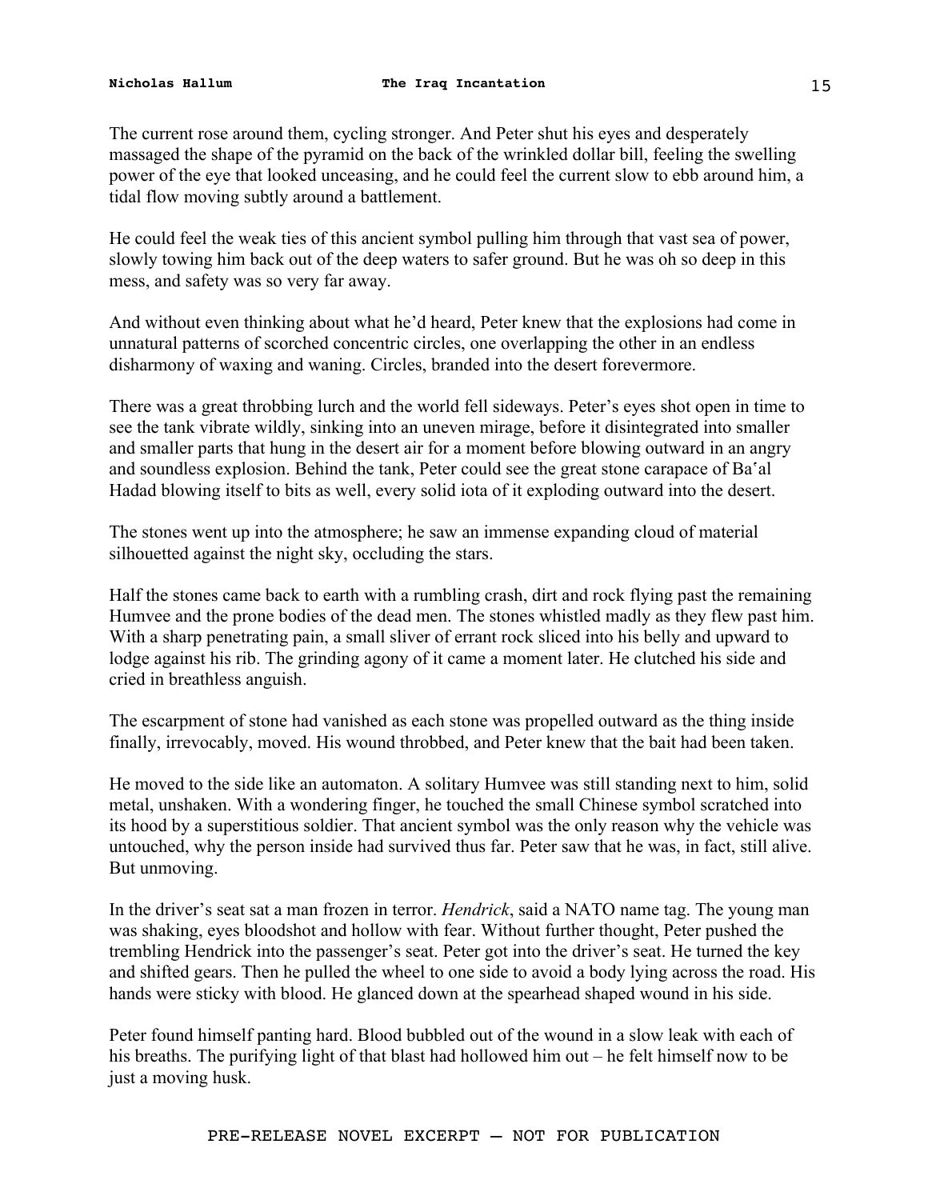The current rose around them, cycling stronger. And Peter shut his eyes and desperately massaged the shape of the pyramid on the back of the wrinkled dollar bill, feeling the swelling power of the eye that looked unceasing, and he could feel the current slow to ebb around him, a tidal flow moving subtly around a battlement.

He could feel the weak ties of this ancient symbol pulling him through that vast sea of power, slowly towing him back out of the deep waters to safer ground. But he was oh so deep in this mess, and safety was so very far away.

And without even thinking about what he'd heard, Peter knew that the explosions had come in unnatural patterns of scorched concentric circles, one overlapping the other in an endless disharmony of waxing and waning. Circles, branded into the desert forevermore.

There was a great throbbing lurch and the world fell sideways. Peter's eyes shot open in time to see the tank vibrate wildly, sinking into an uneven mirage, before it disintegrated into smaller and smaller parts that hung in the desert air for a moment before blowing outward in an angry and soundless explosion. Behind the tank, Peter could see the great stone carapace of Baʿal Hadad blowing itself to bits as well, every solid iota of it exploding outward into the desert.

The stones went up into the atmosphere; he saw an immense expanding cloud of material silhouetted against the night sky, occluding the stars.

Half the stones came back to earth with a rumbling crash, dirt and rock flying past the remaining Humvee and the prone bodies of the dead men. The stones whistled madly as they flew past him. With a sharp penetrating pain, a small sliver of errant rock sliced into his belly and upward to lodge against his rib. The grinding agony of it came a moment later. He clutched his side and cried in breathless anguish.

The escarpment of stone had vanished as each stone was propelled outward as the thing inside finally, irrevocably, moved. His wound throbbed, and Peter knew that the bait had been taken.

He moved to the side like an automaton. A solitary Humvee was still standing next to him, solid metal, unshaken. With a wondering finger, he touched the small Chinese symbol scratched into its hood by a superstitious soldier. That ancient symbol was the only reason why the vehicle was untouched, why the person inside had survived thus far. Peter saw that he was, in fact, still alive. But unmoving.

In the driver's seat sat a man frozen in terror. *Hendrick*, said a NATO name tag. The young man was shaking, eyes bloodshot and hollow with fear. Without further thought, Peter pushed the trembling Hendrick into the passenger's seat. Peter got into the driver's seat. He turned the key and shifted gears. Then he pulled the wheel to one side to avoid a body lying across the road. His hands were sticky with blood. He glanced down at the spearhead shaped wound in his side.

Peter found himself panting hard. Blood bubbled out of the wound in a slow leak with each of his breaths. The purifying light of that blast had hollowed him out – he felt himself now to be just a moving husk.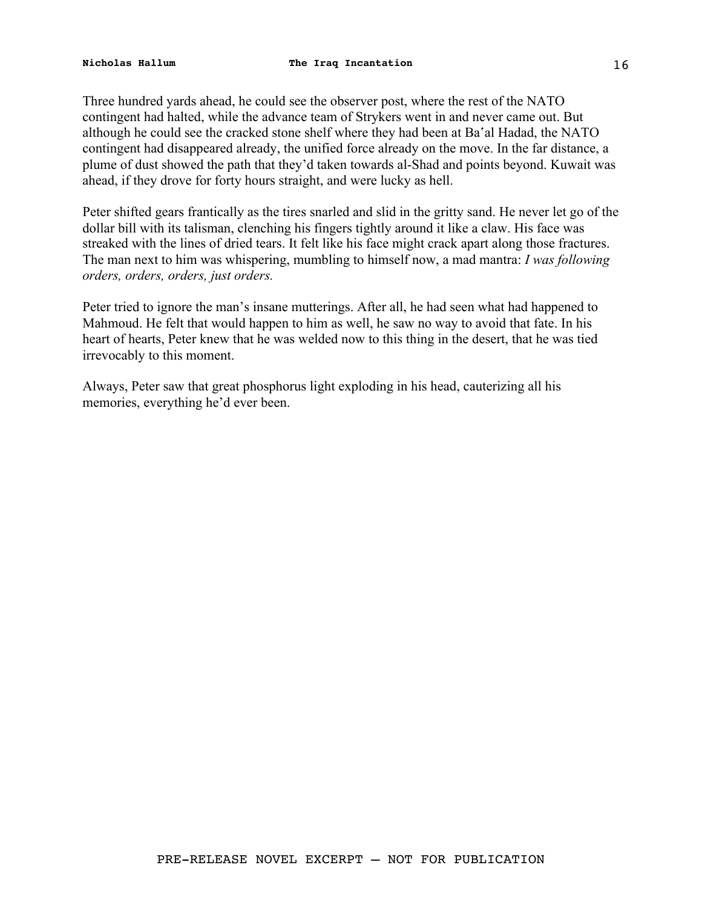Three hundred yards ahead, he could see the observer post, where the rest of the NATO contingent had halted, while the advance team of Strykers went in and never came out. But although he could see the cracked stone shelf where they had been at Baʿal Hadad, the NATO contingent had disappeared already, the unified force already on the move. In the far distance, a plume of dust showed the path that they'd taken towards al-Shad and points beyond. Kuwait was ahead, if they drove for forty hours straight, and were lucky as hell.

Peter shifted gears frantically as the tires snarled and slid in the gritty sand. He never let go of the dollar bill with its talisman, clenching his fingers tightly around it like a claw. His face was streaked with the lines of dried tears. It felt like his face might crack apart along those fractures. The man next to him was whispering, mumbling to himself now, a mad mantra: *I was following orders, orders, orders, just orders.*

Peter tried to ignore the man's insane mutterings. After all, he had seen what had happened to Mahmoud. He felt that would happen to him as well, he saw no way to avoid that fate. In his heart of hearts, Peter knew that he was welded now to this thing in the desert, that he was tied irrevocably to this moment.

Always, Peter saw that great phosphorus light exploding in his head, cauterizing all his memories, everything he'd ever been.

PRE-RELEASE NOVEL EXCERPT — NOT FOR PUBLICATION